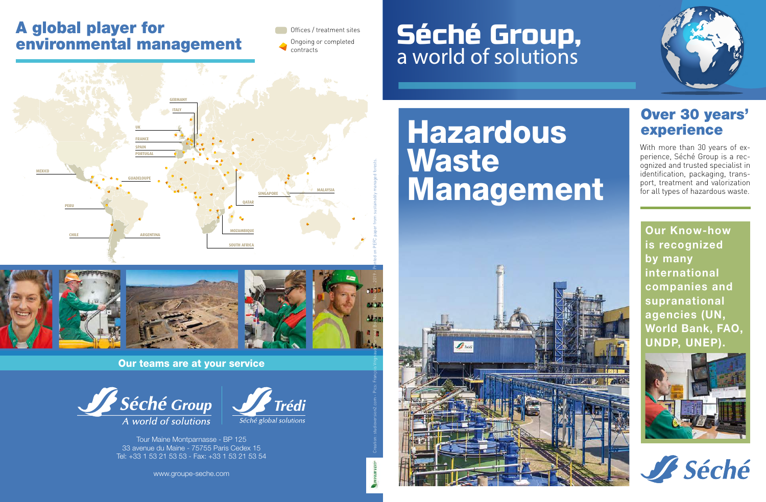## A global player for environmental management

Offices / treatment sites

Ongoing or completed contracts

GERMANY
ITALY
UK
FRANCE
SPAIN
PORTUGAL
MEXICO
GUADELOUPE
PERU
CHILE
ARGENTINA
SINGAPORE
MALAYSIA
QATAR
MOZAMBIQUE
SOUTH AFRICA

**Our teams are at your service**

Séché Group
*A world of solutions*

Trédi
*Séché global solutions*

Tour Maine Montparnasse - BP 125
33 avenue du Maine - 75755 Paris Cedex 15
Tel: +33 1 53 21 53 53 - Fax: +33 1 53 21 53 54

www.groupe-seche.com

Création : studioversion2.com - Pics: François Vrignaud, Bertrand Bechard - Dec. 2019 - Printed on PEFC paper from sustainably managed forests.

# Séché Group,
a world of solutions

# Hazardous Waste Management

## Over 30 years' experience

With more than 30 years of experience, Séché Group is a recognized and trusted specialist in identification, packaging, transport, treatment and valorization for all types of hazardous waste.

**Our Know-how is recognized by many international companies and supranational agencies (UN, World Bank, FAO, UNDP, UNEP).**

Séché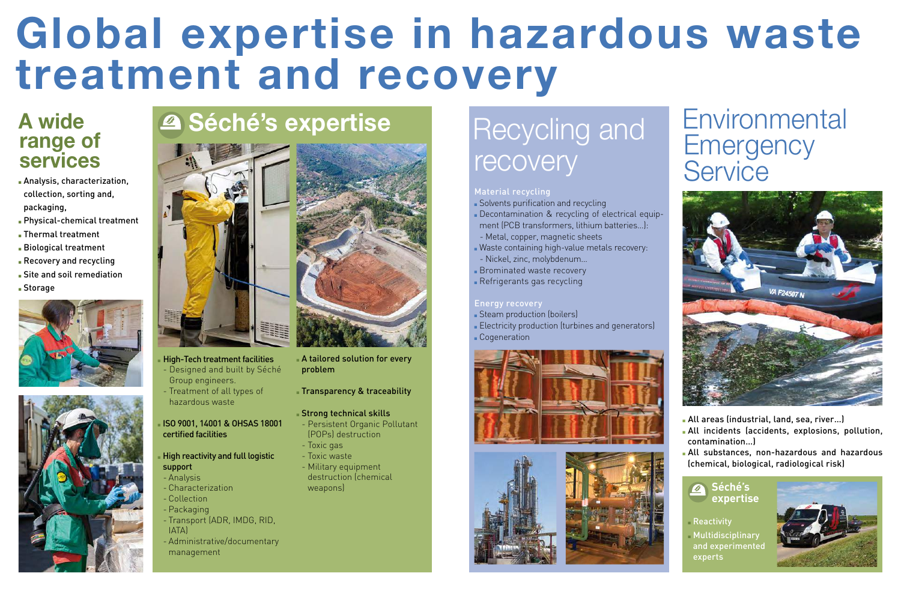# Global expertise in hazardous waste treatment and recovery

## A wide range of services

- Analysis, characterization, collection, sorting and, packaging,
- Physical-chemical treatment
- Thermal treatment
- Biological treatment
- Recovery and recycling
- Site and soil remediation
- Storage

## Séché's expertise

- **High-Tech treatment facilities**
  - Designed and built by Séché Group engineers.
  - Treatment of all types of hazardous waste
- **ISO 9001, 14001 & OHSAS 18001 certified facilities**
- **High reactivity and full logistic support**
  - Analysis
  - Characterization
  - Collection
  - Packaging
  - Transport (ADR, IMDG, RID, IATA)
  - Administrative/documentary management
- **A tailored solution for every problem**
- **Transparency & traceability**
- **Strong technical skills**
  - Persistent Organic Pollutant (POPs) destruction
  - Toxic gas
  - Toxic waste
  - Military equipment destruction (chemical weapons)

## Recycling and recovery

### Material recycling

- Solvents purification and recycling
- Decontamination & recycling of electrical equipment (PCB transformers, lithium batteries...):
  - Metal, copper, magnetic sheets
- Waste containing high-value metals recovery:
  - Nickel, zinc, molybdenum...
- Brominated waste recovery
- Refrigerants gas recycling

### Energy recovery

- Steam production (boilers)
- Electricity production (turbines and generators)
- Cogeneration

## Environmental Emergency Service

- All areas (industrial, land, sea, river...)
- All incidents (accidents, explosions, pollution, contamination...)
- All substances, non-hazardous and hazardous (chemical, biological, radiological risk)

### Séché's expertise

- Reactivity
- Multidisciplinary and experimented experts